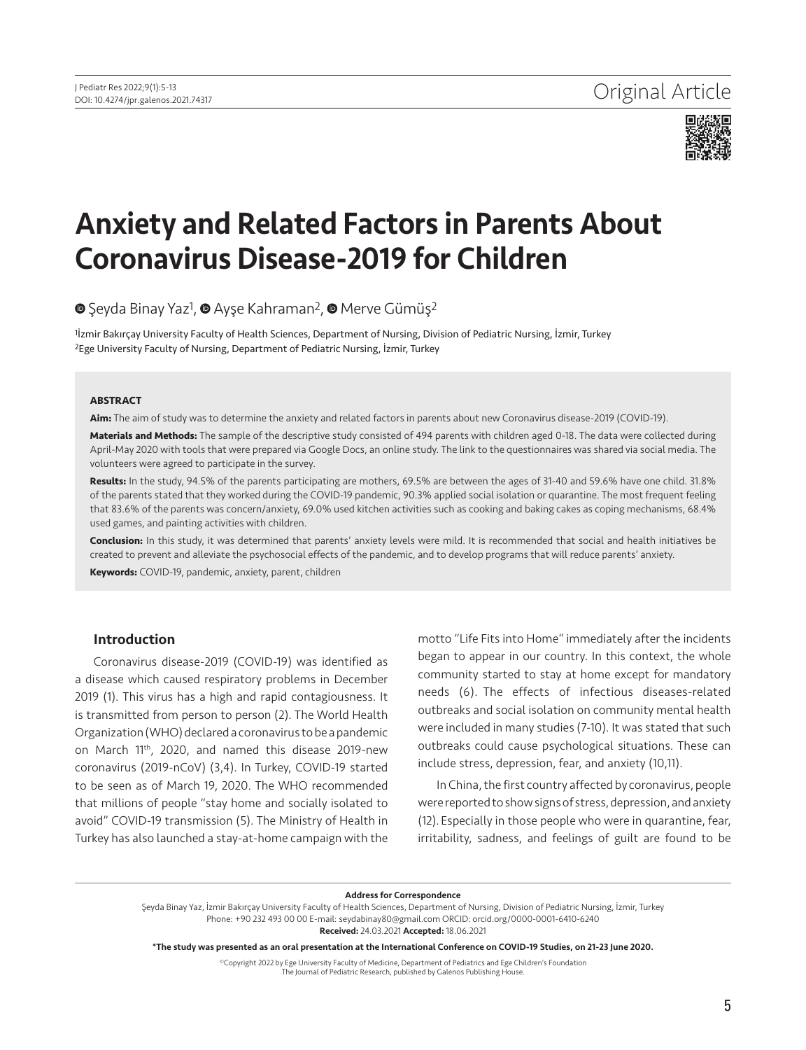Original Article

# Anxiety and Related Factors in Parents About Coronavirus Disease-2019 for Children

Şeyda Binay Yaz[1], Ayşe Kahraman[2], Merve Gümüş[2]

[1]İzmir Bakırçay University Faculty of Health Sciences, Department of Nursing, Division of Pediatric Nursing, İzmir, Turkey
[2]Ege University Faculty of Nursing, Department of Pediatric Nursing, İzmir, Turkey

**ABSTRACT**

**Aim:** The aim of study was to determine the anxiety and related factors in parents about new Coronavirus disease-2019 (COVID-19).

**Materials and Methods:** The sample of the descriptive study consisted of 494 parents with children aged 0-18. The data were collected during April-May 2020 with tools that were prepared via Google Docs, an online study. The link to the questionnaires was shared via social media. The volunteers were agreed to participate in the survey.

**Results:** In the study, 94.5% of the parents participating are mothers, 69.5% are between the ages of 31-40 and 59.6% have one child. 31.8% of the parents stated that they worked during the COVID-19 pandemic, 90.3% applied social isolation or quarantine. The most frequent feeling that 83.6% of the parents was concern/anxiety, 69.0% used kitchen activities such as cooking and baking cakes as coping mechanisms, 68.4% used games, and painting activities with children.

**Conclusion:** In this study, it was determined that parents' anxiety levels were mild. It is recommended that social and health initiatives be created to prevent and alleviate the psychosocial effects of the pandemic, and to develop programs that will reduce parents' anxiety.

**Keywords:** COVID-19, pandemic, anxiety, parent, children

## Introduction

Coronavirus disease-2019 (COVID-19) was identified as a disease which caused respiratory problems in December 2019 (1). This virus has a high and rapid contagiousness. It is transmitted from person to person (2). The World Health Organization (WHO) declared a coronavirus to be a pandemic on March 11th, 2020, and named this disease 2019-new coronavirus (2019-nCoV) (3,4). In Turkey, COVID-19 started to be seen as of March 19, 2020. The WHO recommended that millions of people "stay home and socially isolated to avoid" COVID-19 transmission (5). The Ministry of Health in Turkey has also launched a stay-at-home campaign with the motto "Life Fits into Home" immediately after the incidents began to appear in our country. In this context, the whole community started to stay at home except for mandatory needs (6). The effects of infectious diseases-related outbreaks and social isolation on community mental health were included in many studies (7-10). It was stated that such outbreaks could cause psychological situations. These can include stress, depression, fear, and anxiety (10,11).

In China, the first country affected by coronavirus, people were reported to show signs of stress, depression, and anxiety (12). Especially in those people who were in quarantine, fear, irritability, sadness, and feelings of guilt are found to be

**Address for Correspondence**
Şeyda Binay Yaz, İzmir Bakırçay University Faculty of Health Sciences, Department of Nursing, Division of Pediatric Nursing, İzmir, Turkey
Phone: +90 232 493 00 00 E-mail: seydabinay80@gmail.com ORCID: orcid.org/0000-0001-6410-6240
**Received:** 24.03.2021 **Accepted:** 18.06.2021

**\*The study was presented as an oral presentation at the International Conference on COVID-19 Studies, on 21-23 June 2020.**

©Copyright 2022 by Ege University Faculty of Medicine, Department of Pediatrics and Ege Children's Foundation
The Journal of Pediatric Research, published by Galenos Publishing House.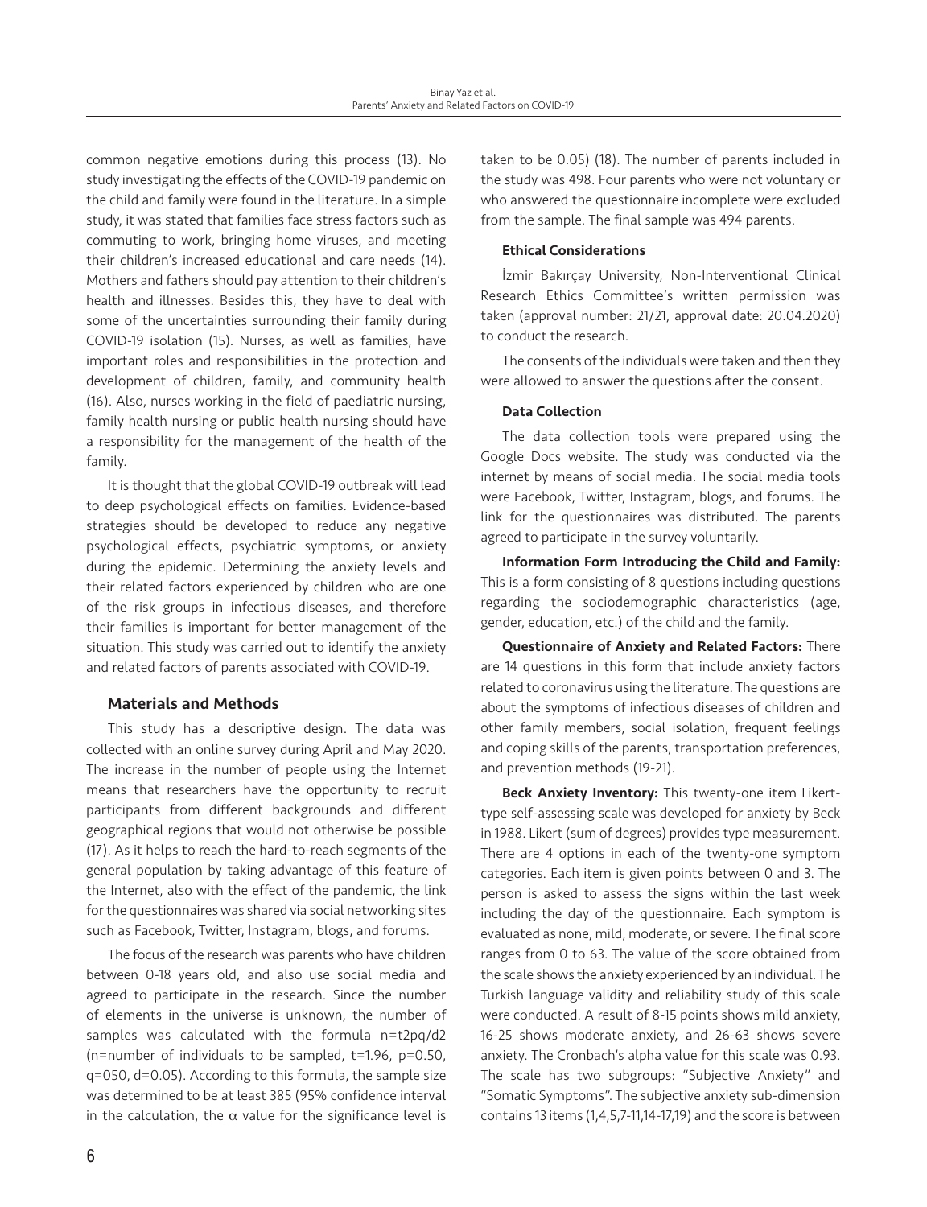common negative emotions during this process (13). No study investigating the effects of the COVID-19 pandemic on the child and family were found in the literature. In a simple study, it was stated that families face stress factors such as commuting to work, bringing home viruses, and meeting their children's increased educational and care needs (14). Mothers and fathers should pay attention to their children's health and illnesses. Besides this, they have to deal with some of the uncertainties surrounding their family during COVID-19 isolation (15). Nurses, as well as families, have important roles and responsibilities in the protection and development of children, family, and community health (16). Also, nurses working in the field of paediatric nursing, family health nursing or public health nursing should have a responsibility for the management of the health of the family.

It is thought that the global COVID-19 outbreak will lead to deep psychological effects on families. Evidence-based strategies should be developed to reduce any negative psychological effects, psychiatric symptoms, or anxiety during the epidemic. Determining the anxiety levels and their related factors experienced by children who are one of the risk groups in infectious diseases, and therefore their families is important for better management of the situation. This study was carried out to identify the anxiety and related factors of parents associated with COVID-19.

## Materials and Methods

This study has a descriptive design. The data was collected with an online survey during April and May 2020. The increase in the number of people using the Internet means that researchers have the opportunity to recruit participants from different backgrounds and different geographical regions that would not otherwise be possible (17). As it helps to reach the hard-to-reach segments of the general population by taking advantage of this feature of the Internet, also with the effect of the pandemic, the link for the questionnaires was shared via social networking sites such as Facebook, Twitter, Instagram, blogs, and forums.

The focus of the research was parents who have children between 0-18 years old, and also use social media and agreed to participate in the research. Since the number of elements in the universe is unknown, the number of samples was calculated with the formula n=t2pq/d2 (n=number of individuals to be sampled, t=1.96, p=0.50, q=050, d=0.05). According to this formula, the sample size was determined to be at least 385 (95% confidence interval in the calculation, the $\alpha$ value for the significance level is taken to be 0.05) (18). The number of parents included in the study was 498. Four parents who were not voluntary or who answered the questionnaire incomplete were excluded from the sample. The final sample was 494 parents.

### Ethical Considerations

İzmir Bakırçay University, Non-Interventional Clinical Research Ethics Committee's written permission was taken (approval number: 21/21, approval date: 20.04.2020) to conduct the research.

The consents of the individuals were taken and then they were allowed to answer the questions after the consent.

### Data Collection

The data collection tools were prepared using the Google Docs website. The study was conducted via the internet by means of social media. The social media tools were Facebook, Twitter, Instagram, blogs, and forums. The link for the questionnaires was distributed. The parents agreed to participate in the survey voluntarily.

**Information Form Introducing the Child and Family:** This is a form consisting of 8 questions including questions regarding the sociodemographic characteristics (age, gender, education, etc.) of the child and the family.

**Questionnaire of Anxiety and Related Factors:** There are 14 questions in this form that include anxiety factors related to coronavirus using the literature. The questions are about the symptoms of infectious diseases of children and other family members, social isolation, frequent feelings and coping skills of the parents, transportation preferences, and prevention methods (19-21).

**Beck Anxiety Inventory:** This twenty-one item Likert-type self-assessing scale was developed for anxiety by Beck in 1988. Likert (sum of degrees) provides type measurement. There are 4 options in each of the twenty-one symptom categories. Each item is given points between 0 and 3. The person is asked to assess the signs within the last week including the day of the questionnaire. Each symptom is evaluated as none, mild, moderate, or severe. The final score ranges from 0 to 63. The value of the score obtained from the scale shows the anxiety experienced by an individual. The Turkish language validity and reliability study of this scale were conducted. A result of 8-15 points shows mild anxiety, 16-25 shows moderate anxiety, and 26-63 shows severe anxiety. The Cronbach's alpha value for this scale was 0.93. The scale has two subgroups: "Subjective Anxiety" and "Somatic Symptoms". The subjective anxiety sub-dimension contains 13 items (1,4,5,7-11,14-17,19) and the score is between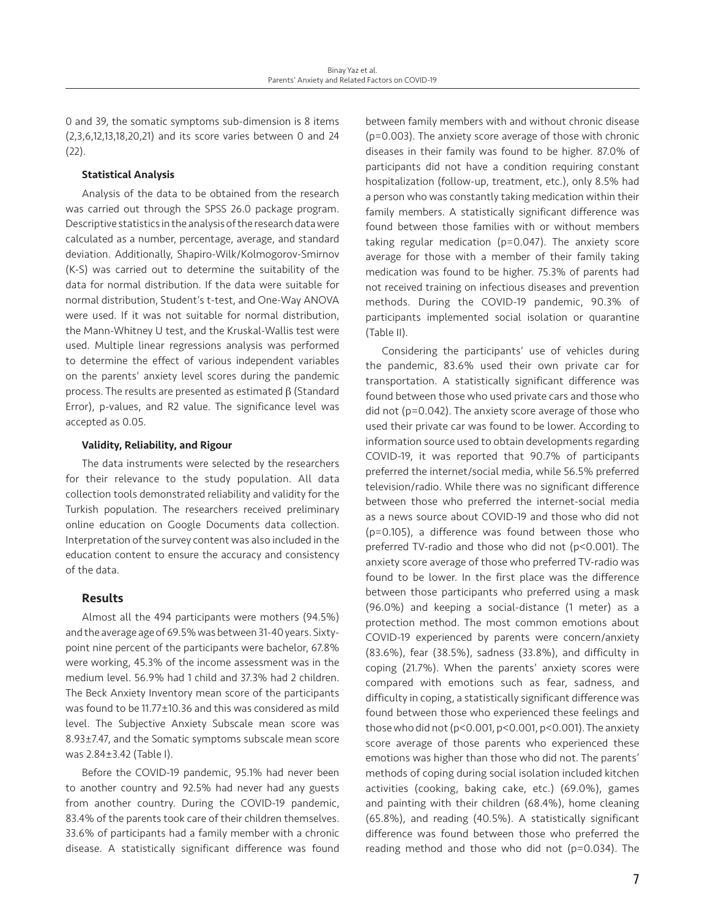0 and 39, the somatic symptoms sub-dimension is 8 items (2,3,6,12,13,18,20,21) and its score varies between 0 and 24 (22).

**Statistical Analysis**

Analysis of the data to be obtained from the research was carried out through the SPSS 26.0 package program. Descriptive statistics in the analysis of the research data were calculated as a number, percentage, average, and standard deviation. Additionally, Shapiro-Wilk/Kolmogorov-Smirnov (K-S) was carried out to determine the suitability of the data for normal distribution. If the data were suitable for normal distribution, Student's t-test, and One-Way ANOVA were used. If it was not suitable for normal distribution, the Mann-Whitney U test, and the Kruskal-Wallis test were used. Multiple linear regressions analysis was performed to determine the effect of various independent variables on the parents' anxiety level scores during the pandemic process. The results are presented as estimated β (Standard Error), p-values, and R2 value. The significance level was accepted as 0.05.

**Validity, Reliability, and Rigour**

The data instruments were selected by the researchers for their relevance to the study population. All data collection tools demonstrated reliability and validity for the Turkish population. The researchers received preliminary online education on Google Documents data collection. Interpretation of the survey content was also included in the education content to ensure the accuracy and consistency of the data.

## Results

Almost all the 494 participants were mothers (94.5%) and the average age of 69.5% was between 31-40 years. Sixty-point nine percent of the participants were bachelor, 67.8% were working, 45.3% of the income assessment was in the medium level. 56.9% had 1 child and 37.3% had 2 children. The Beck Anxiety Inventory mean score of the participants was found to be 11.77±10.36 and this was considered as mild level. The Subjective Anxiety Subscale mean score was 8.93±7.47, and the Somatic symptoms subscale mean score was 2.84±3.42 (Table I).

Before the COVID-19 pandemic, 95.1% had never been to another country and 92.5% had never had any guests from another country. During the COVID-19 pandemic, 83.4% of the parents took care of their children themselves. 33.6% of participants had a family member with a chronic disease. A statistically significant difference was found between family members with and without chronic disease (p=0.003). The anxiety score average of those with chronic diseases in their family was found to be higher. 87.0% of participants did not have a condition requiring constant hospitalization (follow-up, treatment, etc.), only 8.5% had a person who was constantly taking medication within their family members. A statistically significant difference was found between those families with or without members taking regular medication (p=0.047). The anxiety score average for those with a member of their family taking medication was found to be higher. 75.3% of parents had not received training on infectious diseases and prevention methods. During the COVID-19 pandemic, 90.3% of participants implemented social isolation or quarantine (Table II).

Considering the participants' use of vehicles during the pandemic, 83.6% used their own private car for transportation. A statistically significant difference was found between those who used private cars and those who did not (p=0.042). The anxiety score average of those who used their private car was found to be lower. According to information source used to obtain developments regarding COVID-19, it was reported that 90.7% of participants preferred the internet/social media, while 56.5% preferred television/radio. While there was no significant difference between those who preferred the internet-social media as a news source about COVID-19 and those who did not (p=0.105), a difference was found between those who preferred TV-radio and those who did not (p<0.001). The anxiety score average of those who preferred TV-radio was found to be lower. In the first place was the difference between those participants who preferred using a mask (96.0%) and keeping a social-distance (1 meter) as a protection method. The most common emotions about COVID-19 experienced by parents were concern/anxiety (83.6%), fear (38.5%), sadness (33.8%), and difficulty in coping (21.7%). When the parents' anxiety scores were compared with emotions such as fear, sadness, and difficulty in coping, a statistically significant difference was found between those who experienced these feelings and those who did not (p<0.001, p<0.001, p<0.001). The anxiety score average of those parents who experienced these emotions was higher than those who did not. The parents' methods of coping during social isolation included kitchen activities (cooking, baking cake, etc.) (69.0%), games and painting with their children (68.4%), home cleaning (65.8%), and reading (40.5%). A statistically significant difference was found between those who preferred the reading method and those who did not (p=0.034). The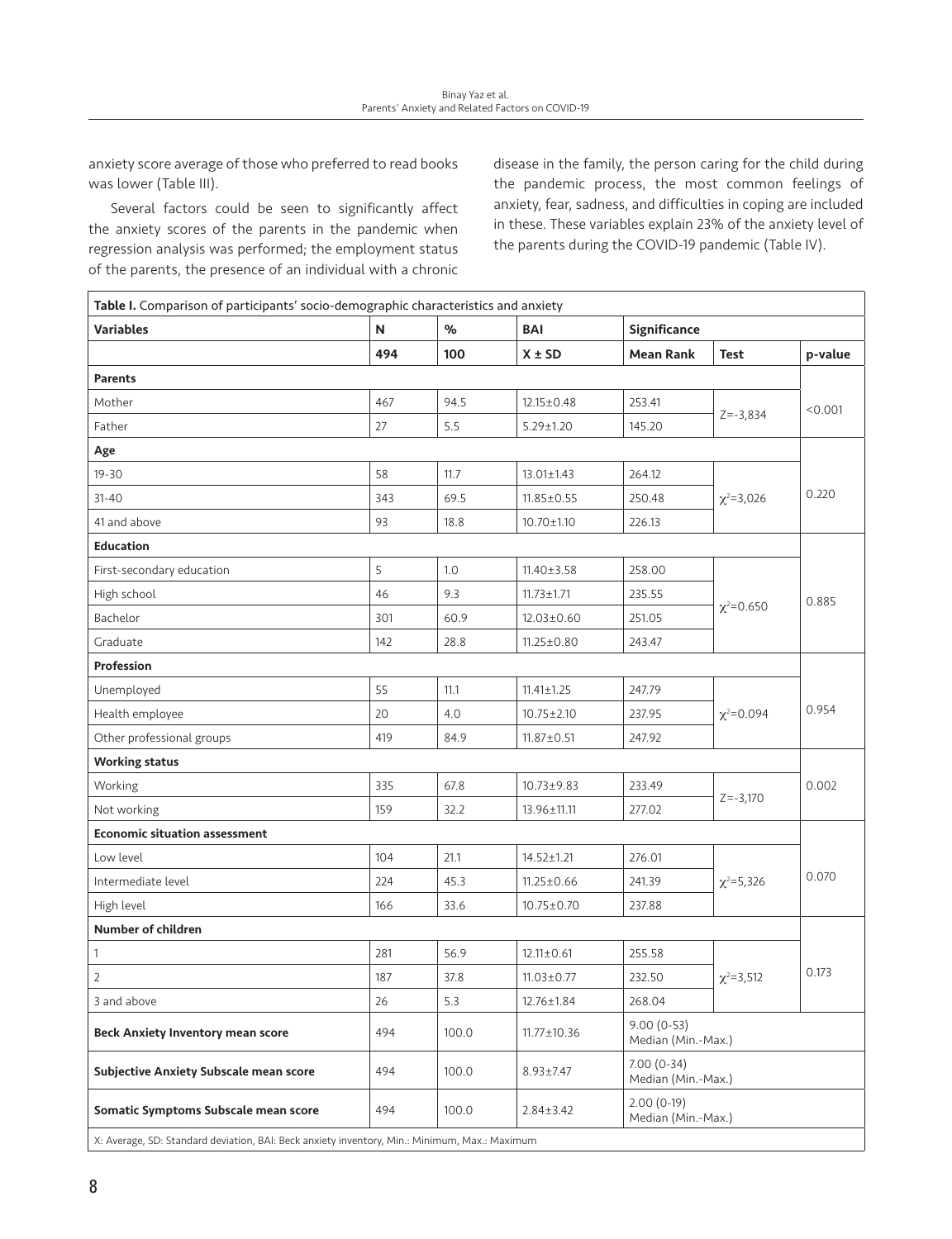anxiety score average of those who preferred to read books was lower (Table III).

Several factors could be seen to significantly affect the anxiety scores of the parents in the pandemic when regression analysis was performed; the employment status of the parents, the presence of an individual with a chronic disease in the family, the person caring for the child during the pandemic process, the most common feelings of anxiety, fear, sadness, and difficulties in coping are included in these. These variables explain 23% of the anxiety level of the parents during the COVID-19 pandemic (Table IV).

**Table I.** Comparison of participants' socio-demographic characteristics and anxiety

| Variables | N | % | BAI | Significance | | |
|---|---|---|---|---|---|---|
| | 494 | 100 | X ± SD | Mean Rank | Test | p-value |
| **Parents** | | | | | | |
| Mother | 467 | 94.5 | 12.15±0.48 | 253.41 | Z=-3,834 | <0.001 |
| Father | 27 | 5.5 | 5.29±1.20 | 145.20 | | |
| **Age** | | | | | | |
| 19-30 | 58 | 11.7 | 13.01±1.43 | 264.12 | $\chi^2$=3,026 | 0.220 |
| 31-40 | 343 | 69.5 | 11.85±0.55 | 250.48 | | |
| 41 and above | 93 | 18.8 | 10.70±1.10 | 226.13 | | |
| **Education** | | | | | | |
| First-secondary education | 5 | 1.0 | 11.40±3.58 | 258.00 | $\chi^2$=0.650 | 0.885 |
| High school | 46 | 9.3 | 11.73±1.71 | 235.55 | | |
| Bachelor | 301 | 60.9 | 12.03±0.60 | 251.05 | | |
| Graduate | 142 | 28.8 | 11.25±0.80 | 243.47 | | |
| **Profession** | | | | | | |
| Unemployed | 55 | 11.1 | 11.41±1.25 | 247.79 | $\chi^2$=0.094 | 0.954 |
| Health employee | 20 | 4.0 | 10.75±2.10 | 237.95 | | |
| Other professional groups | 419 | 84.9 | 11.87±0.51 | 247.92 | | |
| **Working status** | | | | | | |
| Working | 335 | 67.8 | 10.73±9.83 | 233.49 | Z=-3,170 | 0.002 |
| Not working | 159 | 32.2 | 13.96±11.11 | 277.02 | | |
| **Economic situation assessment** | | | | | | |
| Low level | 104 | 21.1 | 14.52±1.21 | 276.01 | $\chi^2$=5,326 | 0.070 |
| Intermediate level | 224 | 45.3 | 11.25±0.66 | 241.39 | | |
| High level | 166 | 33.6 | 10.75±0.70 | 237.88 | | |
| **Number of children** | | | | | | |
| 1 | 281 | 56.9 | 12.11±0.61 | 255.58 | $\chi^2$=3,512 | 0.173 |
| 2 | 187 | 37.8 | 11.03±0.77 | 232.50 | | |
| 3 and above | 26 | 5.3 | 12.76±1.84 | 268.04 | | |
| **Beck Anxiety Inventory mean score** | 494 | 100.0 | 11.77±10.36 | 9.00 (0-53) Median (Min.-Max.) | | |
| **Subjective Anxiety Subscale mean score** | 494 | 100.0 | 8.93±7.47 | 7.00 (0-34) Median (Min.-Max.) | | |
| **Somatic Symptoms Subscale mean score** | 494 | 100.0 | 2.84±3.42 | 2.00 (0-19) Median (Min.-Max.) | | |

X: Average, SD: Standard deviation, BAI: Beck anxiety inventory, Min.: Minimum, Max.: Maximum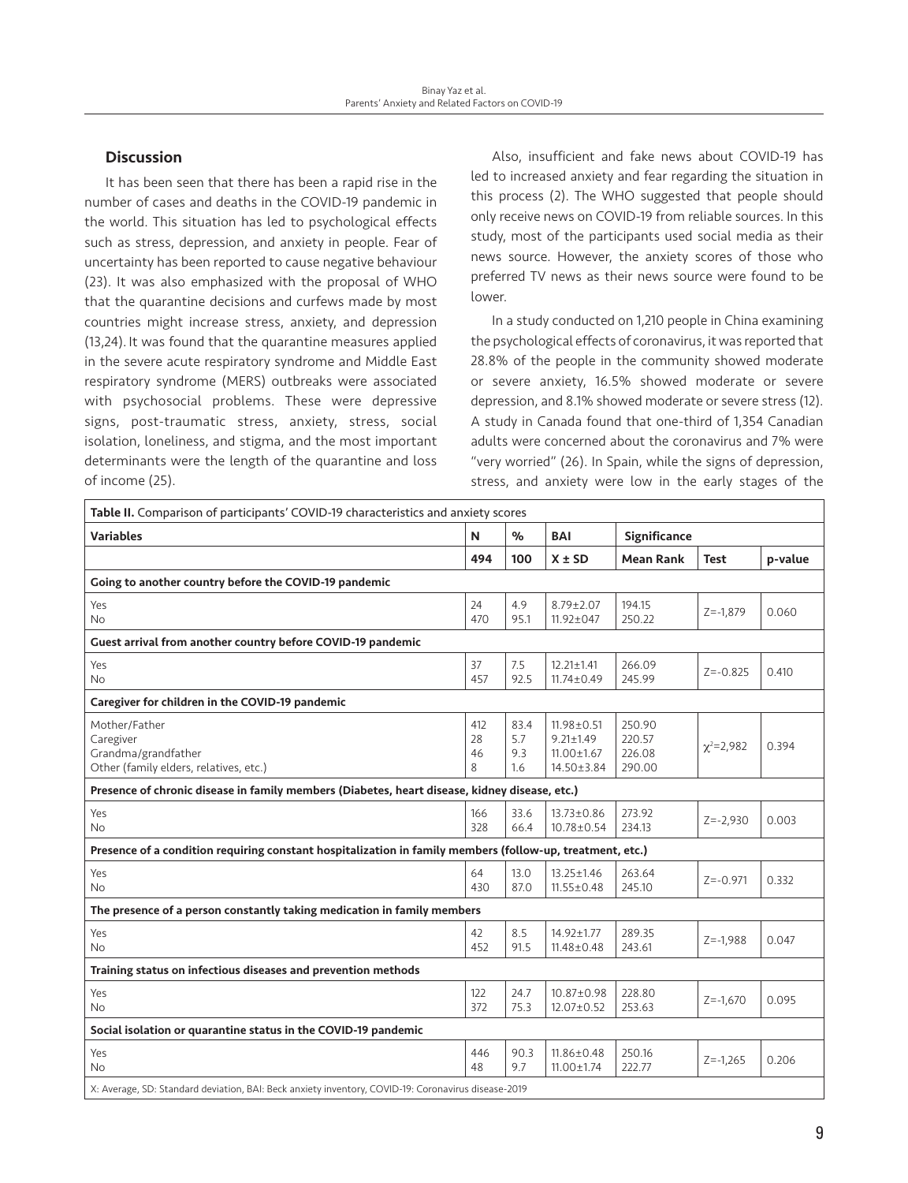## Discussion

It has been seen that there has been a rapid rise in the number of cases and deaths in the COVID-19 pandemic in the world. This situation has led to psychological effects such as stress, depression, and anxiety in people. Fear of uncertainty has been reported to cause negative behaviour (23). It was also emphasized with the proposal of WHO that the quarantine decisions and curfews made by most countries might increase stress, anxiety, and depression (13,24). It was found that the quarantine measures applied in the severe acute respiratory syndrome and Middle East respiratory syndrome (MERS) outbreaks were associated with psychosocial problems. These were depressive signs, post-traumatic stress, anxiety, stress, social isolation, loneliness, and stigma, and the most important determinants were the length of the quarantine and loss of income (25).

Also, insufficient and fake news about COVID-19 has led to increased anxiety and fear regarding the situation in this process (2). The WHO suggested that people should only receive news on COVID-19 from reliable sources. In this study, most of the participants used social media as their news source. However, the anxiety scores of those who preferred TV news as their news source were found to be lower.

In a study conducted on 1,210 people in China examining the psychological effects of coronavirus, it was reported that 28.8% of the people in the community showed moderate or severe anxiety, 16.5% showed moderate or severe depression, and 8.1% showed moderate or severe stress (12). A study in Canada found that one-third of 1,354 Canadian adults were concerned about the coronavirus and 7% were "very worried" (26). In Spain, while the signs of depression, stress, and anxiety were low in the early stages of the

**Table II.** Comparison of participants' COVID-19 characteristics and anxiety scores

| Variables | N | % | BAI | Significance | | |
|---|---|---|---|---|---|---|
| | 494 | 100 | X ± SD | Mean Rank | Test | p-value |
| **Going to another country before the COVID-19 pandemic** | | | | | | |
| Yes<br>No | 24<br>470 | 4.9<br>95.1 | 8.79±2.07<br>11.92±047 | 194.15<br>250.22 | Z=-1,879 | 0.060 |
| **Guest arrival from another country before COVID-19 pandemic** | | | | | | |
| Yes<br>No | 37<br>457 | 7.5<br>92.5 | 12.21±1.41<br>11.74±0.49 | 266.09<br>245.99 | Z=-0.825 | 0.410 |
| **Caregiver for children in the COVID-19 pandemic** | | | | | | |
| Mother/Father<br>Caregiver<br>Grandma/grandfather<br>Other (family elders, relatives, etc.) | 412<br>28<br>46<br>8 | 83.4<br>5.7<br>9.3<br>1.6 | 11.98±0.51<br>9.21±1.49<br>11.00±1.67<br>14.50±3.84 | 250.90<br>220.57<br>226.08<br>290.00 | $\chi^2$=2,982 | 0.394 |
| **Presence of chronic disease in family members (Diabetes, heart disease, kidney disease, etc.)** | | | | | | |
| Yes<br>No | 166<br>328 | 33.6<br>66.4 | 13.73±0.86<br>10.78±0.54 | 273.92<br>234.13 | Z=-2,930 | 0.003 |
| **Presence of a condition requiring constant hospitalization in family members (follow-up, treatment, etc.)** | | | | | | |
| Yes<br>No | 64<br>430 | 13.0<br>87.0 | 13.25±1.46<br>11.55±0.48 | 263.64<br>245.10 | Z=-0.971 | 0.332 |
| **The presence of a person constantly taking medication in family members** | | | | | | |
| Yes<br>No | 42<br>452 | 8.5<br>91.5 | 14.92±1.77<br>11.48±0.48 | 289.35<br>243.61 | Z=-1,988 | 0.047 |
| **Training status on infectious diseases and prevention methods** | | | | | | |
| Yes<br>No | 122<br>372 | 24.7<br>75.3 | 10.87±0.98<br>12.07±0.52 | 228.80<br>253.63 | Z=-1,670 | 0.095 |
| **Social isolation or quarantine status in the COVID-19 pandemic** | | | | | | |
| Yes<br>No | 446<br>48 | 90.3<br>9.7 | 11.86±0.48<br>11.00±1.74 | 250.16<br>222.77 | Z=-1,265 | 0.206 |

X: Average, SD: Standard deviation, BAI: Beck anxiety inventory, COVID-19: Coronavirus disease-2019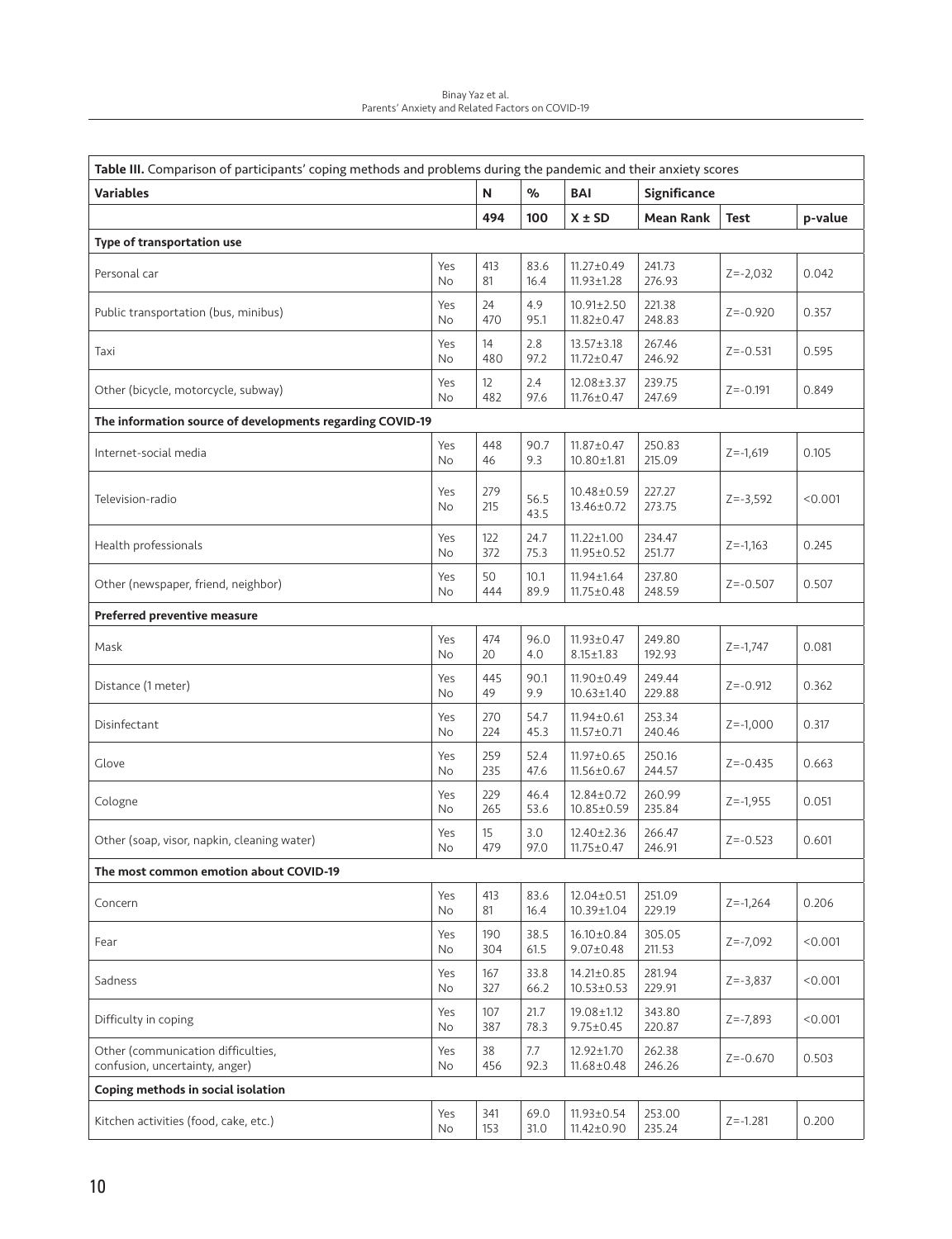**Table III.** Comparison of participants' coping methods and problems during the pandemic and their anxiety scores

| Variables | | N | % | BAI | Significance | | |
|---|---|---|---|---|---|---|---|
| | | 494 | 100 | X ± SD | Mean Rank | Test | p-value |
| **Type of transportation use** | | | | | | | |
| Personal car | Yes<br>No | 413<br>81 | 83.6<br>16.4 | 11.27±0.49<br>11.93±1.28 | 241.73<br>276.93 | Z=-2,032 | 0.042 |
| Public transportation (bus, minibus) | Yes<br>No | 24<br>470 | 4.9<br>95.1 | 10.91±2.50<br>11.82±0.47 | 221.38<br>248.83 | Z=-0.920 | 0.357 |
| Taxi | Yes<br>No | 14<br>480 | 2.8<br>97.2 | 13.57±3.18<br>11.72±0.47 | 267.46<br>246.92 | Z=-0.531 | 0.595 |
| Other (bicycle, motorcycle, subway) | Yes<br>No | 12<br>482 | 2.4<br>97.6 | 12.08±3.37<br>11.76±0.47 | 239.75<br>247.69 | Z=-0.191 | 0.849 |
| **The information source of developments regarding COVID-19** | | | | | | | |
| Internet-social media | Yes<br>No | 448<br>46 | 90.7<br>9.3 | 11.87±0.47<br>10.80±1.81 | 250.83<br>215.09 | Z=-1,619 | 0.105 |
| Television-radio | Yes<br>No | 279<br>215 | 56.5<br>43.5 | 10.48±0.59<br>13.46±0.72 | 227.27<br>273.75 | Z=-3,592 | <0.001 |
| Health professionals | Yes<br>No | 122<br>372 | 24.7<br>75.3 | 11.22±1.00<br>11.95±0.52 | 234.47<br>251.77 | Z=-1,163 | 0.245 |
| Other (newspaper, friend, neighbor) | Yes<br>No | 50<br>444 | 10.1<br>89.9 | 11.94±1.64<br>11.75±0.48 | 237.80<br>248.59 | Z=-0.507 | 0.507 |
| **Preferred preventive measure** | | | | | | | |
| Mask | Yes<br>No | 474<br>20 | 96.0<br>4.0 | 11.93±0.47<br>8.15±1.83 | 249.80<br>192.93 | Z=-1,747 | 0.081 |
| Distance (1 meter) | Yes<br>No | 445<br>49 | 90.1<br>9.9 | 11.90±0.49<br>10.63±1.40 | 249.44<br>229.88 | Z=-0.912 | 0.362 |
| Disinfectant | Yes<br>No | 270<br>224 | 54.7<br>45.3 | 11.94±0.61<br>11.57±0.71 | 253.34<br>240.46 | Z=-1,000 | 0.317 |
| Glove | Yes<br>No | 259<br>235 | 52.4<br>47.6 | 11.97±0.65<br>11.56±0.67 | 250.16<br>244.57 | Z=-0.435 | 0.663 |
| Cologne | Yes<br>No | 229<br>265 | 46.4<br>53.6 | 12.84±0.72<br>10.85±0.59 | 260.99<br>235.84 | Z=-1,955 | 0.051 |
| Other (soap, visor, napkin, cleaning water) | Yes<br>No | 15<br>479 | 3.0<br>97.0 | 12.40±2.36<br>11.75±0.47 | 266.47<br>246.91 | Z=-0.523 | 0.601 |
| **The most common emotion about COVID-19** | | | | | | | |
| Concern | Yes<br>No | 413<br>81 | 83.6<br>16.4 | 12.04±0.51<br>10.39±1.04 | 251.09<br>229.19 | Z=-1,264 | 0.206 |
| Fear | Yes<br>No | 190<br>304 | 38.5<br>61.5 | 16.10±0.84<br>9.07±0.48 | 305.05<br>211.53 | Z=-7,092 | <0.001 |
| Sadness | Yes<br>No | 167<br>327 | 33.8<br>66.2 | 14.21±0.85<br>10.53±0.53 | 281.94<br>229.91 | Z=-3,837 | <0.001 |
| Difficulty in coping | Yes<br>No | 107<br>387 | 21.7<br>78.3 | 19.08±1.12<br>9.75±0.45 | 343.80<br>220.87 | Z=-7,893 | <0.001 |
| Other (communication difficulties, confusion, uncertainty, anger) | Yes<br>No | 38<br>456 | 7.7<br>92.3 | 12.92±1.70<br>11.68±0.48 | 262.38<br>246.26 | Z=-0.670 | 0.503 |
| **Coping methods in social isolation** | | | | | | | |
| Kitchen activities (food, cake, etc.) | Yes<br>No | 341<br>153 | 69.0<br>31.0 | 11.93±0.54<br>11.42±0.90 | 253.00<br>235.24 | Z=-1.281 | 0.200 |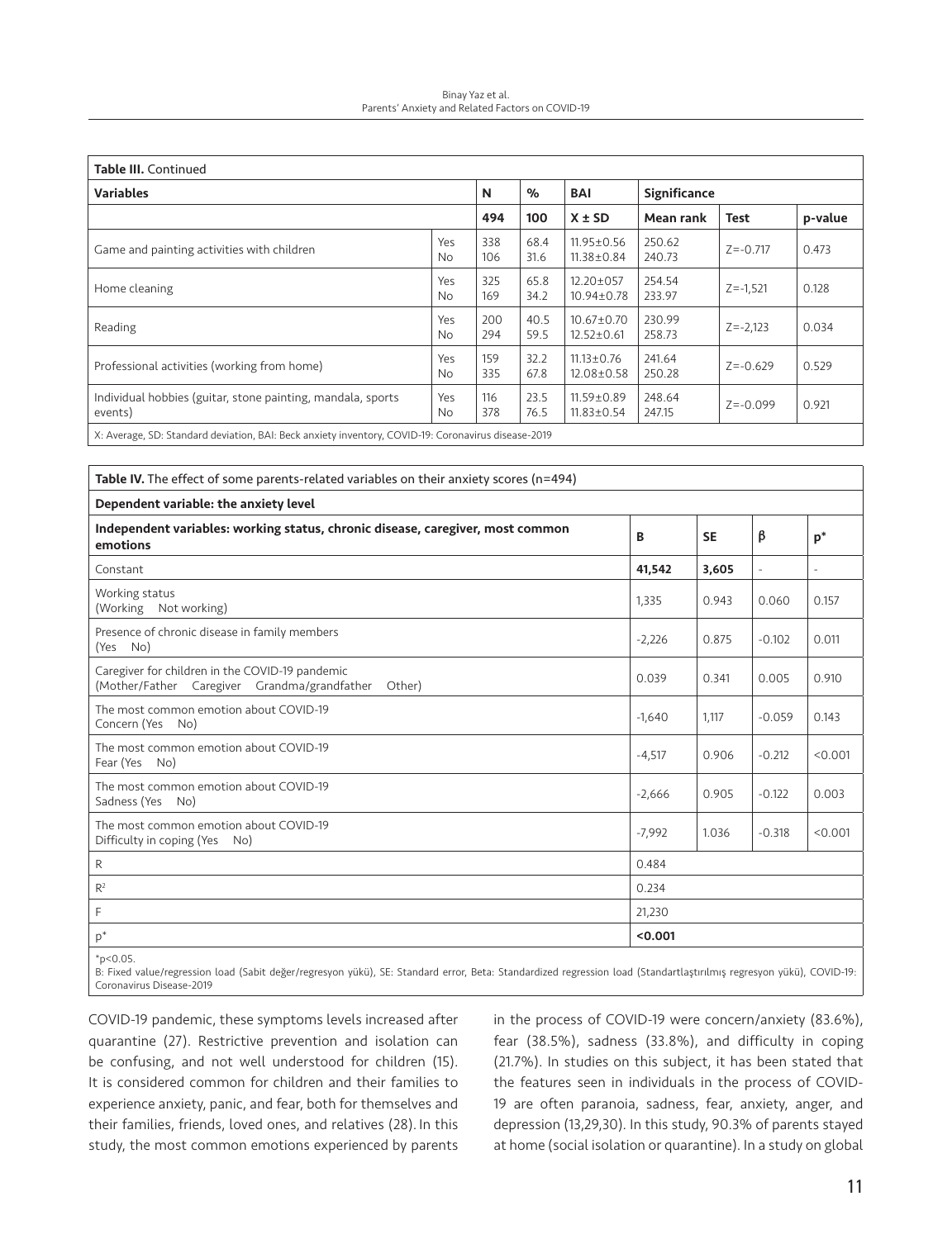**Table III.** Continued

| Variables | | N | % | BAI | Significance | | |
|---|---|---|---|---|---|---|---|
| | | 494 | 100 | X ± SD | Mean rank | Test | p-value |
| Game and painting activities with children | Yes<br>No | 338<br>106 | 68.4<br>31.6 | 11.95±0.56<br>11.38±0.84 | 250.62<br>240.73 | Z=-0.717 | 0.473 |
| Home cleaning | Yes<br>No | 325<br>169 | 65.8<br>34.2 | 12.20±057<br>10.94±0.78 | 254.54<br>233.97 | Z=-1,521 | 0.128 |
| Reading | Yes<br>No | 200<br>294 | 40.5<br>59.5 | 10.67±0.70<br>12.52±0.61 | 230.99<br>258.73 | Z=-2,123 | 0.034 |
| Professional activities (working from home) | Yes<br>No | 159<br>335 | 32.2<br>67.8 | 11.13±0.76<br>12.08±0.58 | 241.64<br>250.28 | Z=-0.629 | 0.529 |
| Individual hobbies (guitar, stone painting, mandala, sports events) | Yes<br>No | 116<br>378 | 23.5<br>76.5 | 11.59±0.89<br>11.83±0.54 | 248.64<br>247.15 | Z=-0.099 | 0.921 |

X: Average, SD: Standard deviation, BAI: Beck anxiety inventory, COVID-19: Coronavirus disease-2019

**Table IV.** The effect of some parents-related variables on their anxiety scores (n=494)

| Dependent variable: the anxiety level | | | | |
|---|---|---|---|---|
| **Independent variables: working status, chronic disease, caregiver, most common emotions** | **B** | **SE** | **β** | **p*** |
| Constant | **41,542** | **3,605** | - | - |
| Working status (Working Not working) | 1,335 | 0.943 | 0.060 | 0.157 |
| Presence of chronic disease in family members (Yes No) | -2,226 | 0.875 | -0.102 | 0.011 |
| Caregiver for children in the COVID-19 pandemic (Mother/Father Caregiver Grandma/grandfather Other) | 0.039 | 0.341 | 0.005 | 0.910 |
| The most common emotion about COVID-19 Concern (Yes No) | -1,640 | 1,117 | -0.059 | 0.143 |
| The most common emotion about COVID-19 Fear (Yes No) | -4,517 | 0.906 | -0.212 | <0.001 |
| The most common emotion about COVID-19 Sadness (Yes No) | -2,666 | 0.905 | -0.122 | 0.003 |
| The most common emotion about COVID-19 Difficulty in coping (Yes No) | -7,992 | 1.036 | -0.318 | <0.001 |
| R | 0.484 | | | |
| $R^2$ | 0.234 | | | |
| F | 21,230 | | | |
| p* | **<0.001** | | | |

*p<0.05.
B: Fixed value/regression load (Sabit değer/regresyon yükü), SE: Standard error, Beta: Standardized regression load (Standartlaştırılmış regresyon yükü), COVID-19: Coronavirus Disease-2019

COVID-19 pandemic, these symptoms levels increased after quarantine (27). Restrictive prevention and isolation can be confusing, and not well understood for children (15). It is considered common for children and their families to experience anxiety, panic, and fear, both for themselves and their families, friends, loved ones, and relatives (28). In this study, the most common emotions experienced by parents in the process of COVID-19 were concern/anxiety (83.6%), fear (38.5%), sadness (33.8%), and difficulty in coping (21.7%). In studies on this subject, it has been stated that the features seen in individuals in the process of COVID-19 are often paranoia, sadness, fear, anxiety, anger, and depression (13,29,30). In this study, 90.3% of parents stayed at home (social isolation or quarantine). In a study on global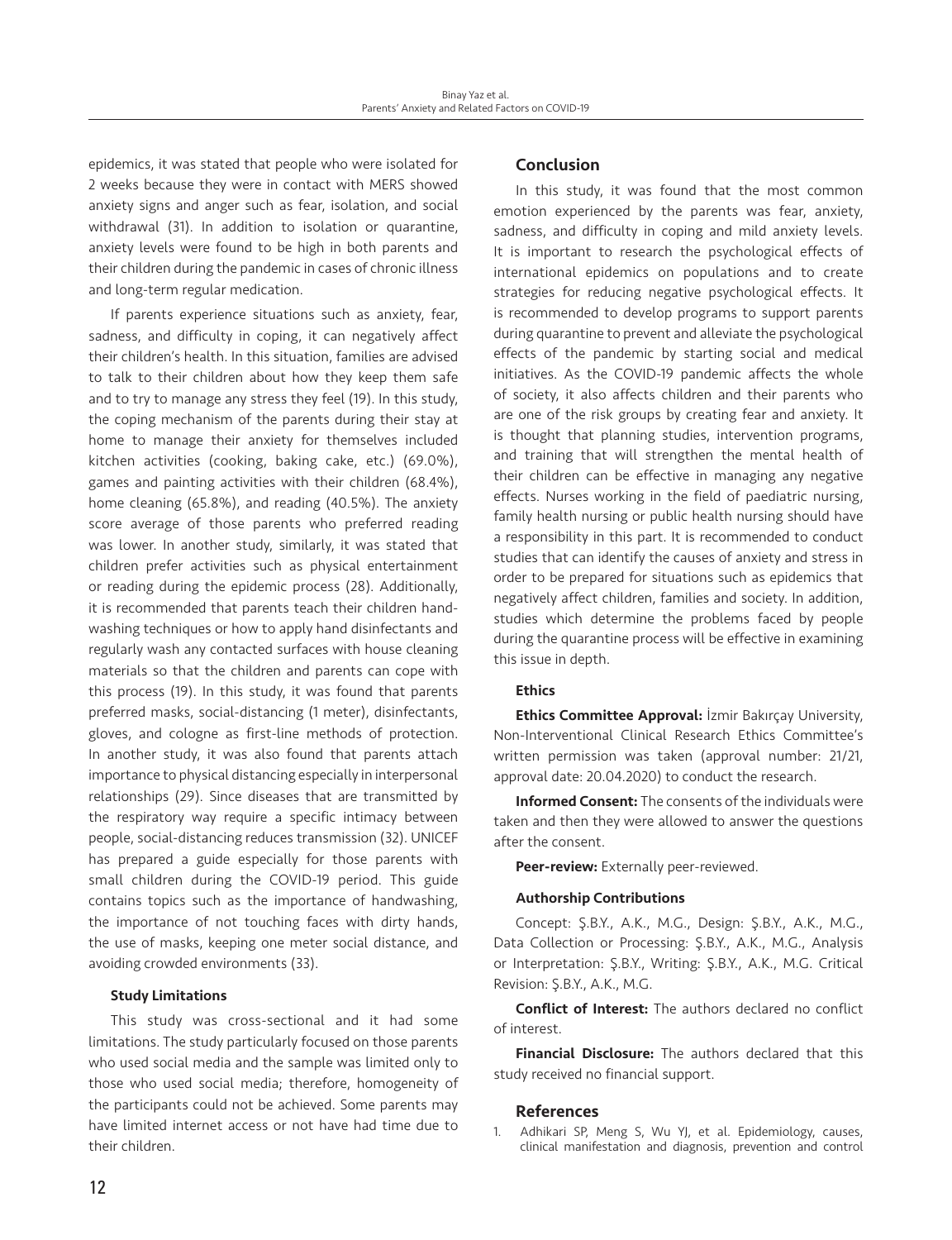epidemics, it was stated that people who were isolated for 2 weeks because they were in contact with MERS showed anxiety signs and anger such as fear, isolation, and social withdrawal (31). In addition to isolation or quarantine, anxiety levels were found to be high in both parents and their children during the pandemic in cases of chronic illness and long-term regular medication.

If parents experience situations such as anxiety, fear, sadness, and difficulty in coping, it can negatively affect their children's health. In this situation, families are advised to talk to their children about how they keep them safe and to try to manage any stress they feel (19). In this study, the coping mechanism of the parents during their stay at home to manage their anxiety for themselves included kitchen activities (cooking, baking cake, etc.) (69.0%), games and painting activities with their children (68.4%), home cleaning (65.8%), and reading (40.5%). The anxiety score average of those parents who preferred reading was lower. In another study, similarly, it was stated that children prefer activities such as physical entertainment or reading during the epidemic process (28). Additionally, it is recommended that parents teach their children hand-washing techniques or how to apply hand disinfectants and regularly wash any contacted surfaces with house cleaning materials so that the children and parents can cope with this process (19). In this study, it was found that parents preferred masks, social-distancing (1 meter), disinfectants, gloves, and cologne as first-line methods of protection. In another study, it was also found that parents attach importance to physical distancing especially in interpersonal relationships (29). Since diseases that are transmitted by the respiratory way require a specific intimacy between people, social-distancing reduces transmission (32). UNICEF has prepared a guide especially for those parents with small children during the COVID-19 period. This guide contains topics such as the importance of handwashing, the importance of not touching faces with dirty hands, the use of masks, keeping one meter social distance, and avoiding crowded environments (33).

### Study Limitations

This study was cross-sectional and it had some limitations. The study particularly focused on those parents who used social media and the sample was limited only to those who used social media; therefore, homogeneity of the participants could not be achieved. Some parents may have limited internet access or not have had time due to their children.

## Conclusion

In this study, it was found that the most common emotion experienced by the parents was fear, anxiety, sadness, and difficulty in coping and mild anxiety levels. It is important to research the psychological effects of international epidemics on populations and to create strategies for reducing negative psychological effects. It is recommended to develop programs to support parents during quarantine to prevent and alleviate the psychological effects of the pandemic by starting social and medical initiatives. As the COVID-19 pandemic affects the whole of society, it also affects children and their parents who are one of the risk groups by creating fear and anxiety. It is thought that planning studies, intervention programs, and training that will strengthen the mental health of their children can be effective in managing any negative effects. Nurses working in the field of paediatric nursing, family health nursing or public health nursing should have a responsibility in this part. It is recommended to conduct studies that can identify the causes of anxiety and stress in order to be prepared for situations such as epidemics that negatively affect children, families and society. In addition, studies which determine the problems faced by people during the quarantine process will be effective in examining this issue in depth.

### Ethics

**Ethics Committee Approval:** İzmir Bakırçay University, Non-Interventional Clinical Research Ethics Committee's written permission was taken (approval number: 21/21, approval date: 20.04.2020) to conduct the research.

**Informed Consent:** The consents of the individuals were taken and then they were allowed to answer the questions after the consent.

**Peer-review:** Externally peer-reviewed.

### Authorship Contributions

Concept: Ş.B.Y., A.K., M.G., Design: Ş.B.Y., A.K., M.G., Data Collection or Processing: Ş.B.Y., A.K., M.G., Analysis or Interpretation: Ş.B.Y., Writing: Ş.B.Y., A.K., M.G. Critical Revision: Ş.B.Y., A.K., M.G.

**Conflict of Interest:** The authors declared no conflict of interest.

**Financial Disclosure:** The authors declared that this study received no financial support.

## References

1. Adhikari SP, Meng S, Wu YJ, et al. Epidemiology, causes, clinical manifestation and diagnosis, prevention and control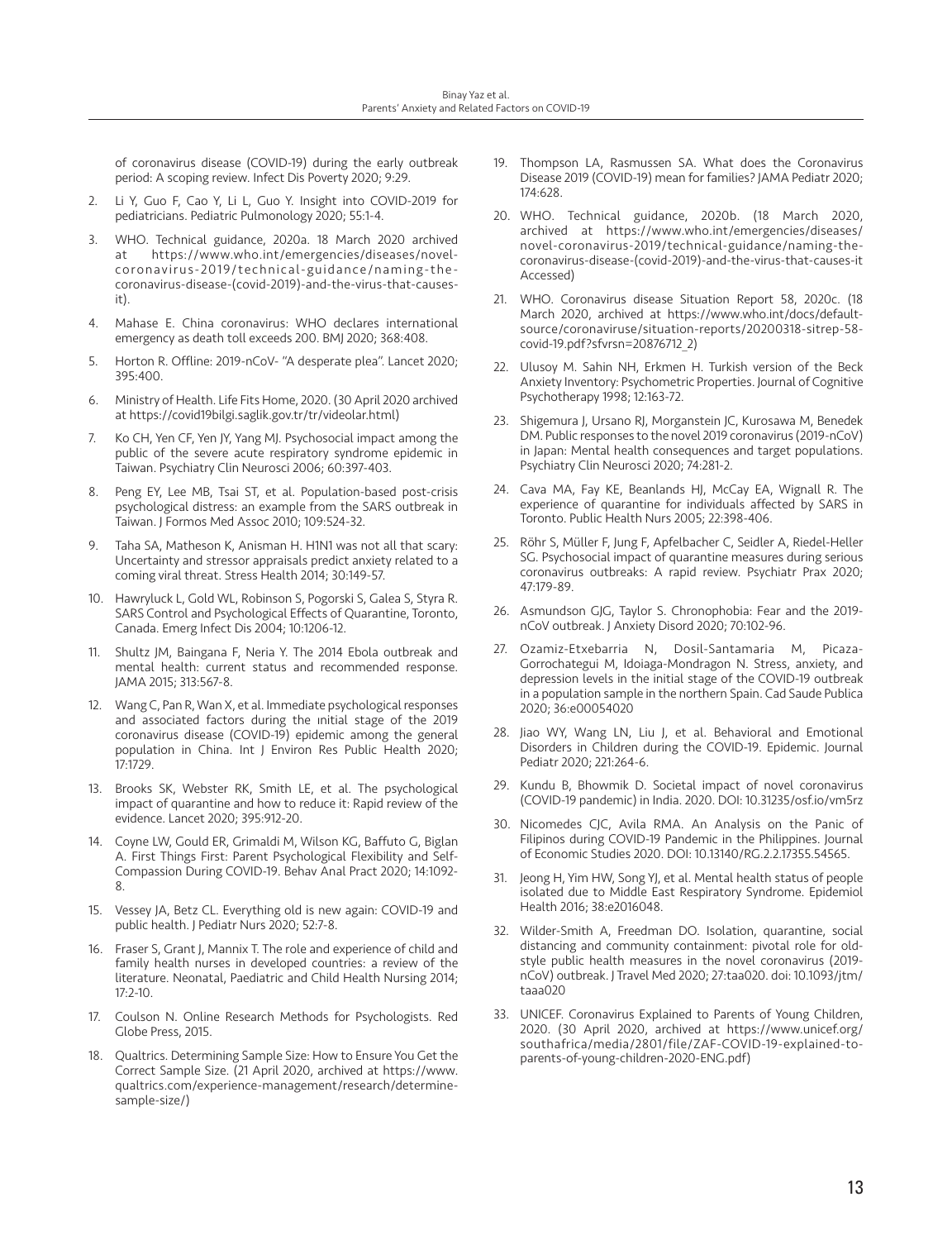of coronavirus disease (COVID-19) during the early outbreak period: A scoping review. Infect Dis Poverty 2020; 9:29.

2. Li Y, Guo F, Cao Y, Li L, Guo Y. Insight into COVID-2019 for pediatricians. Pediatric Pulmonology 2020; 55:1-4.
3. WHO. Technical guidance, 2020a. 18 March 2020 archived at https://www.who.int/emergencies/diseases/novel-coronavirus-2019/technical-guidance/naming-the-coronavirus-disease-(covid-2019)-and-the-virus-that-causes-it).
4. Mahase E. China coronavirus: WHO declares international emergency as death toll exceeds 200. BMJ 2020; 368:408.
5. Horton R. Offline: 2019-nCoV- "A desperate plea". Lancet 2020; 395:400.
6. Ministry of Health. Life Fits Home, 2020. (30 April 2020 archived at https://covid19bilgi.saglik.gov.tr/tr/videolar.html)
7. Ko CH, Yen CF, Yen JY, Yang MJ. Psychosocial impact among the public of the severe acute respiratory syndrome epidemic in Taiwan. Psychiatry Clin Neurosci 2006; 60:397-403.
8. Peng EY, Lee MB, Tsai ST, et al. Population-based post-crisis psychological distress: an example from the SARS outbreak in Taiwan. J Formos Med Assoc 2010; 109:524-32.
9. Taha SA, Matheson K, Anisman H. H1N1 was not all that scary: Uncertainty and stressor appraisals predict anxiety related to a coming viral threat. Stress Health 2014; 30:149-57.
10. Hawryluck L, Gold WL, Robinson S, Pogorski S, Galea S, Styra R. SARS Control and Psychological Effects of Quarantine, Toronto, Canada. Emerg Infect Dis 2004; 10:1206-12.
11. Shultz JM, Baingana F, Neria Y. The 2014 Ebola outbreak and mental health: current status and recommended response. JAMA 2015; 313:567-8.
12. Wang C, Pan R, Wan X, et al. Immediate psychological responses and associated factors during the ınitial stage of the 2019 coronavirus disease (COVID-19) epidemic among the general population in China. Int J Environ Res Public Health 2020; 17:1729.
13. Brooks SK, Webster RK, Smith LE, et al. The psychological impact of quarantine and how to reduce it: Rapid review of the evidence. Lancet 2020; 395:912-20.
14. Coyne LW, Gould ER, Grimaldi M, Wilson KG, Baffuto G, Biglan A. First Things First: Parent Psychological Flexibility and Self-Compassion During COVID-19. Behav Anal Pract 2020; 14:1092-8.
15. Vessey JA, Betz CL. Everything old is new again: COVID-19 and public health. J Pediatr Nurs 2020; 52:7-8.
16. Fraser S, Grant J, Mannix T. The role and experience of child and family health nurses in developed countries: a review of the literature. Neonatal, Paediatric and Child Health Nursing 2014; 17:2-10.
17. Coulson N. Online Research Methods for Psychologists. Red Globe Press, 2015.
18. Qualtrics. Determining Sample Size: How to Ensure You Get the Correct Sample Size. (21 April 2020, archived at https://www.qualtrics.com/experience-management/research/determine-sample-size/)
19. Thompson LA, Rasmussen SA. What does the Coronavirus Disease 2019 (COVID-19) mean for families? JAMA Pediatr 2020; 174:628.
20. WHO. Technical guidance, 2020b. (18 March 2020, archived at https://www.who.int/emergencies/diseases/novel-coronavirus-2019/technical-guidance/naming-the-coronavirus-disease-(covid-2019)-and-the-virus-that-causes-it Accessed)
21. WHO. Coronavirus disease Situation Report 58, 2020c. (18 March 2020, archived at https://www.who.int/docs/default-source/coronaviruse/situation-reports/20200318-sitrep-58-covid-19.pdf?sfvrsn=20876712_2)
22. Ulusoy M. Sahin NH, Erkmen H. Turkish version of the Beck Anxiety Inventory: Psychometric Properties. Journal of Cognitive Psychotherapy 1998; 12:163-72.
23. Shigemura J, Ursano RJ, Morganstein JC, Kurosawa M, Benedek DM. Public responses to the novel 2019 coronavirus (2019-nCoV) in Japan: Mental health consequences and target populations. Psychiatry Clin Neurosci 2020; 74:281-2.
24. Cava MA, Fay KE, Beanlands HJ, McCay EA, Wignall R. The experience of quarantine for individuals affected by SARS in Toronto. Public Health Nurs 2005; 22:398-406.
25. Röhr S, Müller F, Jung F, Apfelbacher C, Seidler A, Riedel-Heller SG. Psychosocial impact of quarantine measures during serious coronavirus outbreaks: A rapid review. Psychiatr Prax 2020; 47:179-89.
26. Asmundson GJG, Taylor S. Chronophobia: Fear and the 2019-nCoV outbreak. J Anxiety Disord 2020; 70:102-96.
27. Ozamiz-Etxebarria N, Dosil-Santamaria M, Picaza-Gorrochategui M, Idoiaga-Mondragon N. Stress, anxiety, and depression levels in the initial stage of the COVID-19 outbreak in a population sample in the northern Spain. Cad Saude Publica 2020; 36:e00054020
28. Jiao WY, Wang LN, Liu J, et al. Behavioral and Emotional Disorders in Children during the COVID-19. Epidemic. Journal Pediatr 2020; 221:264-6.
29. Kundu B, Bhowmik D. Societal impact of novel coronavirus (COVID-19 pandemic) in India. 2020. DOI: 10.31235/osf.io/vm5rz
30. Nicomedes CJC, Avila RMA. An Analysis on the Panic of Filipinos during COVID-19 Pandemic in the Philippines. Journal of Economic Studies 2020. DOI: 10.13140/RG.2.2.17355.54565.
31. Jeong H, Yim HW, Song YJ, et al. Mental health status of people isolated due to Middle East Respiratory Syndrome. Epidemiol Health 2016; 38:e2016048.
32. Wilder-Smith A, Freedman DO. Isolation, quarantine, social distancing and community containment: pivotal role for old-style public health measures in the novel coronavirus (2019-nCoV) outbreak. J Travel Med 2020; 27:taa020. doi: 10.1093/jtm/taaa020
33. UNICEF. Coronavirus Explained to Parents of Young Children, 2020. (30 April 2020, archived at https://www.unicef.org/southafrica/media/2801/file/ZAF-COVID-19-explained-to-parents-of-young-children-2020-ENG.pdf)